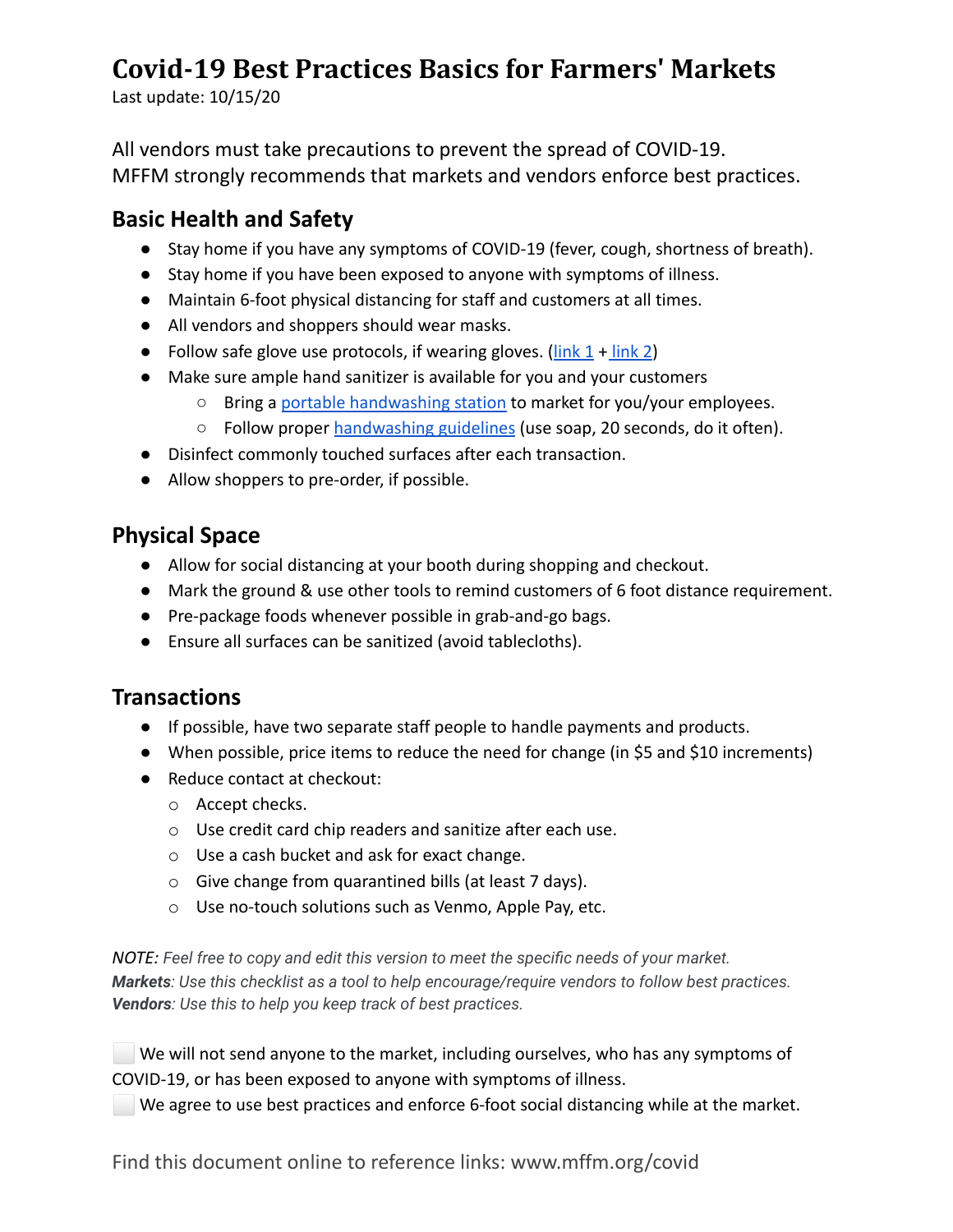# Covid-19 Best Practices Basics for Farmers' Markets

Last update: 10/15/20

All vendors must take precautions to prevent the spread of COVID-19.
MFFM strongly recommends that markets and vendors enforce best practices.

## Basic Health and Safety

- Stay home if you have any symptoms of COVID-19 (fever, cough, shortness of breath).
- Stay home if you have been exposed to anyone with symptoms of illness.
- Maintain 6-foot physical distancing for staff and customers at all times.
- All vendors and shoppers should wear masks.
- Follow safe glove use protocols, if wearing gloves. (link 1 + link 2)
- Make sure ample hand sanitizer is available for you and your customers
  - Bring a portable handwashing station to market for you/your employees.
  - Follow proper handwashing guidelines (use soap, 20 seconds, do it often).
- Disinfect commonly touched surfaces after each transaction.
- Allow shoppers to pre-order, if possible.

## Physical Space

- Allow for social distancing at your booth during shopping and checkout.
- Mark the ground & use other tools to remind customers of 6 foot distance requirement.
- Pre-package foods whenever possible in grab-and-go bags.
- Ensure all surfaces can be sanitized (avoid tablecloths).

## Transactions

- If possible, have two separate staff people to handle payments and products.
- When possible, price items to reduce the need for change (in $5 and $10 increments)
- Reduce contact at checkout:
  - Accept checks.
  - Use credit card chip readers and sanitize after each use.
  - Use a cash bucket and ask for exact change.
  - Give change from quarantined bills (at least 7 days).
  - Use no-touch solutions such as Venmo, Apple Pay, etc.

*NOTE: Feel free to copy and edit this version to meet the specific needs of your market.*
***Markets**: Use this checklist as a tool to help encourage/require vendors to follow best practices.*
***Vendors**: Use this to help you keep track of best practices.*

☐ We will not send anyone to the market, including ourselves, who has any symptoms of COVID-19, or has been exposed to anyone with symptoms of illness.
☐ We agree to use best practices and enforce 6-foot social distancing while at the market.

Find this document online to reference links: www.mffm.org/covid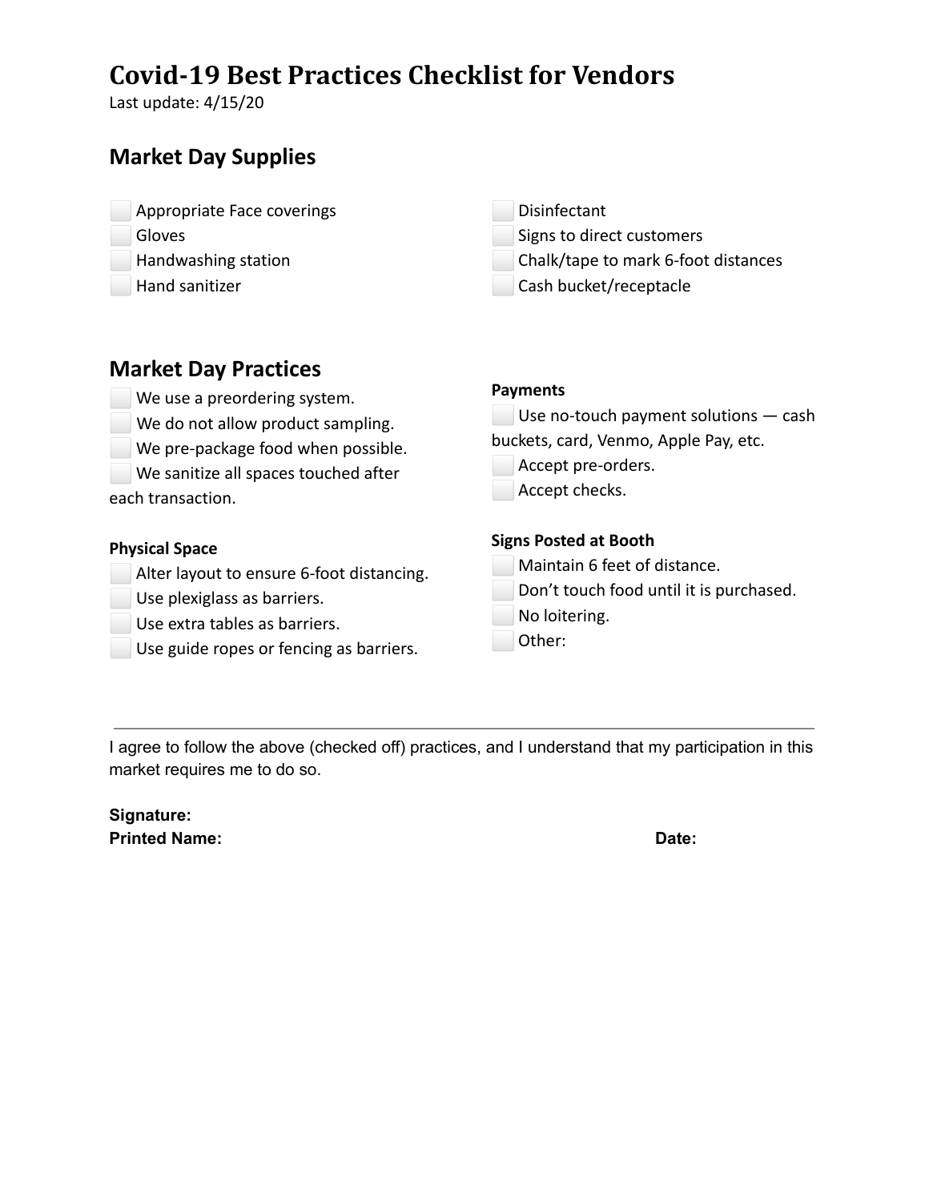# Covid-19 Best Practices Checklist for Vendors

Last update: 4/15/20

## Market Day Supplies

- ⬜ Appropriate Face coverings
- ⬜ Gloves
- ⬜ Handwashing station
- ⬜ Hand sanitizer
- ⬜ Disinfectant
- ⬜ Signs to direct customers
- ⬜ Chalk/tape to mark 6-foot distances
- ⬜ Cash bucket/receptacle

## Market Day Practices

- ⬜ We use a preordering system.
- ⬜ We do not allow product sampling.
- ⬜ We pre-package food when possible.
- ⬜ We sanitize all spaces touched after each transaction.

**Physical Space**

- ⬜ Alter layout to ensure 6-foot distancing.
- ⬜ Use plexiglass as barriers.
- ⬜ Use extra tables as barriers.
- ⬜ Use guide ropes or fencing as barriers.

**Payments**

- ⬜ Use no-touch payment solutions — cash buckets, card, Venmo, Apple Pay, etc.
- ⬜ Accept pre-orders.
- ⬜ Accept checks.

**Signs Posted at Booth**

- ⬜ Maintain 6 feet of distance.
- ⬜ Don't touch food until it is purchased.
- ⬜ No loitering.
- ⬜ Other:

---

I agree to follow the above (checked off) practices, and I understand that my participation in this market requires me to do so.

**Signature:**

**Printed Name:** **Date:**